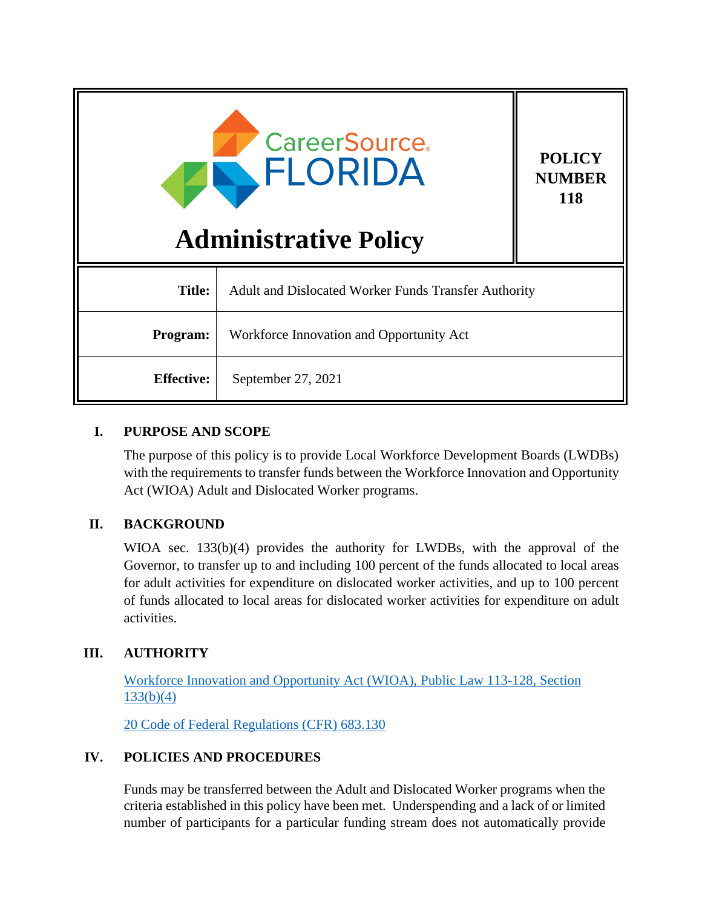| CareerSource FLORIDA<br>**Administrative Policy** | **POLICY NUMBER 118** |
|---|---|
| **Title:** | Adult and Dislocated Worker Funds Transfer Authority |
| **Program:** | Workforce Innovation and Opportunity Act |
| **Effective:** | September 27, 2021 |

## I. PURPOSE AND SCOPE

The purpose of this policy is to provide Local Workforce Development Boards (LWDBs) with the requirements to transfer funds between the Workforce Innovation and Opportunity Act (WIOA) Adult and Dislocated Worker programs.

## II. BACKGROUND

WIOA sec. 133(b)(4) provides the authority for LWDBs, with the approval of the Governor, to transfer up to and including 100 percent of the funds allocated to local areas for adult activities for expenditure on dislocated worker activities, and up to 100 percent of funds allocated to local areas for dislocated worker activities for expenditure on adult activities.

## III. AUTHORITY

[Workforce Innovation and Opportunity Act (WIOA), Public Law 113-128, Section 133(b)(4)]

[20 Code of Federal Regulations (CFR) 683.130]

## IV. POLICIES AND PROCEDURES

Funds may be transferred between the Adult and Dislocated Worker programs when the criteria established in this policy have been met. Underspending and a lack of or limited number of participants for a particular funding stream does not automatically provide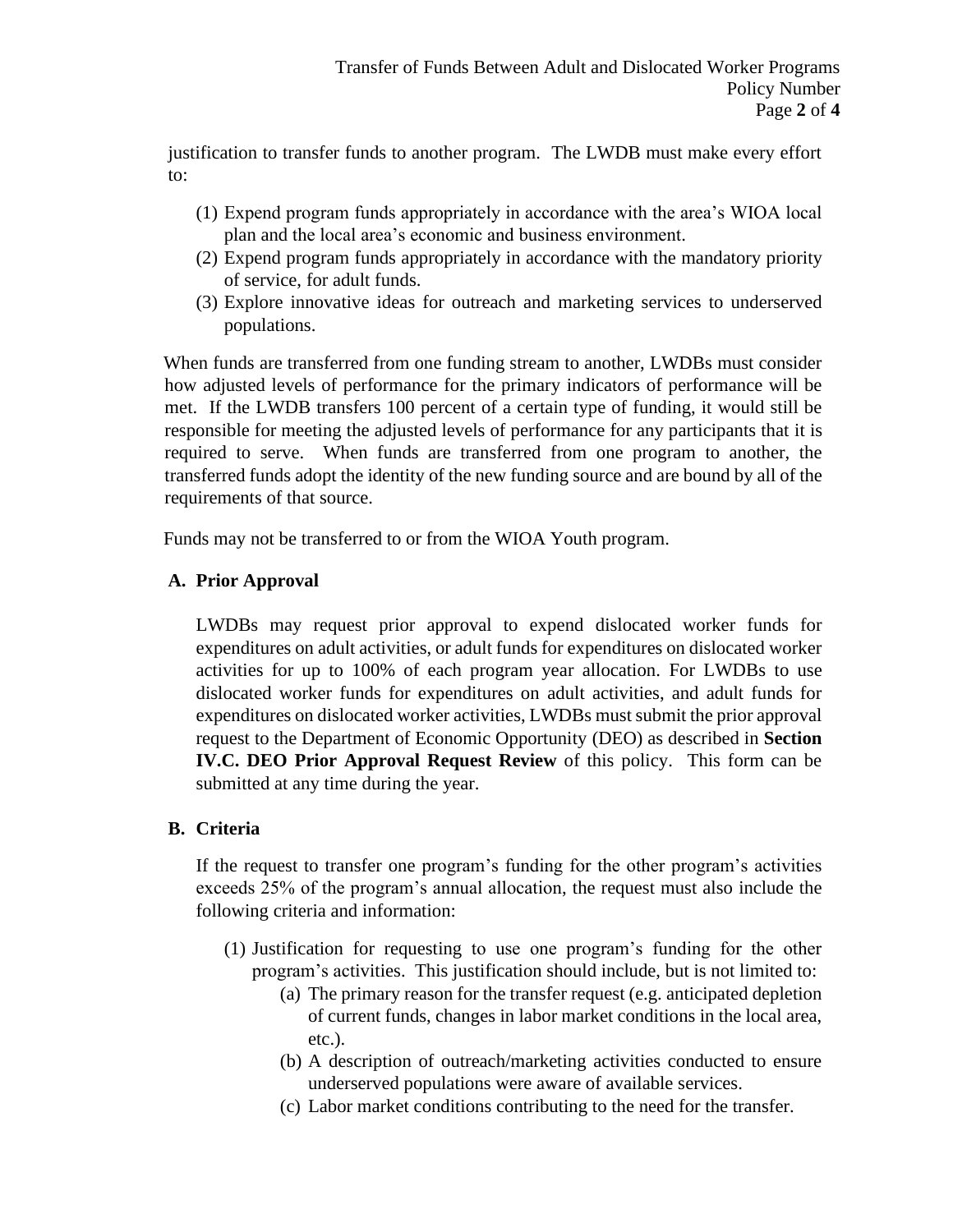justification to transfer funds to another program. The LWDB must make every effort to:

(1) Expend program funds appropriately in accordance with the area's WIOA local plan and the local area's economic and business environment.
(2) Expend program funds appropriately in accordance with the mandatory priority of service, for adult funds.
(3) Explore innovative ideas for outreach and marketing services to underserved populations.

When funds are transferred from one funding stream to another, LWDBs must consider how adjusted levels of performance for the primary indicators of performance will be met. If the LWDB transfers 100 percent of a certain type of funding, it would still be responsible for meeting the adjusted levels of performance for any participants that it is required to serve. When funds are transferred from one program to another, the transferred funds adopt the identity of the new funding source and are bound by all of the requirements of that source.

Funds may not be transferred to or from the WIOA Youth program.

## A. Prior Approval

LWDBs may request prior approval to expend dislocated worker funds for expenditures on adult activities, or adult funds for expenditures on dislocated worker activities for up to 100% of each program year allocation. For LWDBs to use dislocated worker funds for expenditures on adult activities, and adult funds for expenditures on dislocated worker activities, LWDBs must submit the prior approval request to the Department of Economic Opportunity (DEO) as described in **Section IV.C. DEO Prior Approval Request Review** of this policy. This form can be submitted at any time during the year.

## B. Criteria

If the request to transfer one program's funding for the other program's activities exceeds 25% of the program's annual allocation, the request must also include the following criteria and information:

(1) Justification for requesting to use one program's funding for the other program's activities. This justification should include, but is not limited to:
   - (a) The primary reason for the transfer request (e.g. anticipated depletion of current funds, changes in labor market conditions in the local area, etc.).
   - (b) A description of outreach/marketing activities conducted to ensure underserved populations were aware of available services.
   - (c) Labor market conditions contributing to the need for the transfer.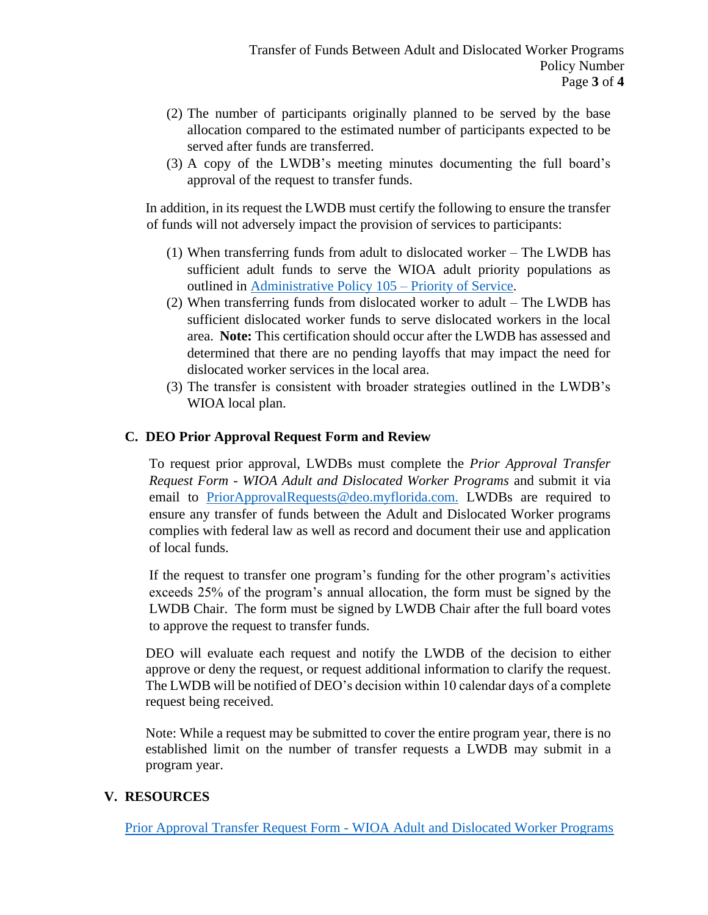(2) The number of participants originally planned to be served by the base allocation compared to the estimated number of participants expected to be served after funds are transferred.

(3) A copy of the LWDB's meeting minutes documenting the full board's approval of the request to transfer funds.

In addition, in its request the LWDB must certify the following to ensure the transfer of funds will not adversely impact the provision of services to participants:

(1) When transferring funds from adult to dislocated worker – The LWDB has sufficient adult funds to serve the WIOA adult priority populations as outlined in [Administrative Policy 105 – Priority of Service](#).

(2) When transferring funds from dislocated worker to adult – The LWDB has sufficient dislocated worker funds to serve dislocated workers in the local area. **Note:** This certification should occur after the LWDB has assessed and determined that there are no pending layoffs that may impact the need for dislocated worker services in the local area.

(3) The transfer is consistent with broader strategies outlined in the LWDB's WIOA local plan.

### C. DEO Prior Approval Request Form and Review

To request prior approval, LWDBs must complete the *Prior Approval Transfer Request Form - WIOA Adult and Dislocated Worker Programs* and submit it via email to PriorApprovalRequests@deo.myflorida.com. LWDBs are required to ensure any transfer of funds between the Adult and Dislocated Worker programs complies with federal law as well as record and document their use and application of local funds.

If the request to transfer one program's funding for the other program's activities exceeds 25% of the program's annual allocation, the form must be signed by the LWDB Chair. The form must be signed by LWDB Chair after the full board votes to approve the request to transfer funds.

DEO will evaluate each request and notify the LWDB of the decision to either approve or deny the request, or request additional information to clarify the request. The LWDB will be notified of DEO's decision within 10 calendar days of a complete request being received.

Note: While a request may be submitted to cover the entire program year, there is no established limit on the number of transfer requests a LWDB may submit in a program year.

## V. RESOURCES

[Prior Approval Transfer Request Form - WIOA Adult and Dislocated Worker Programs](#)